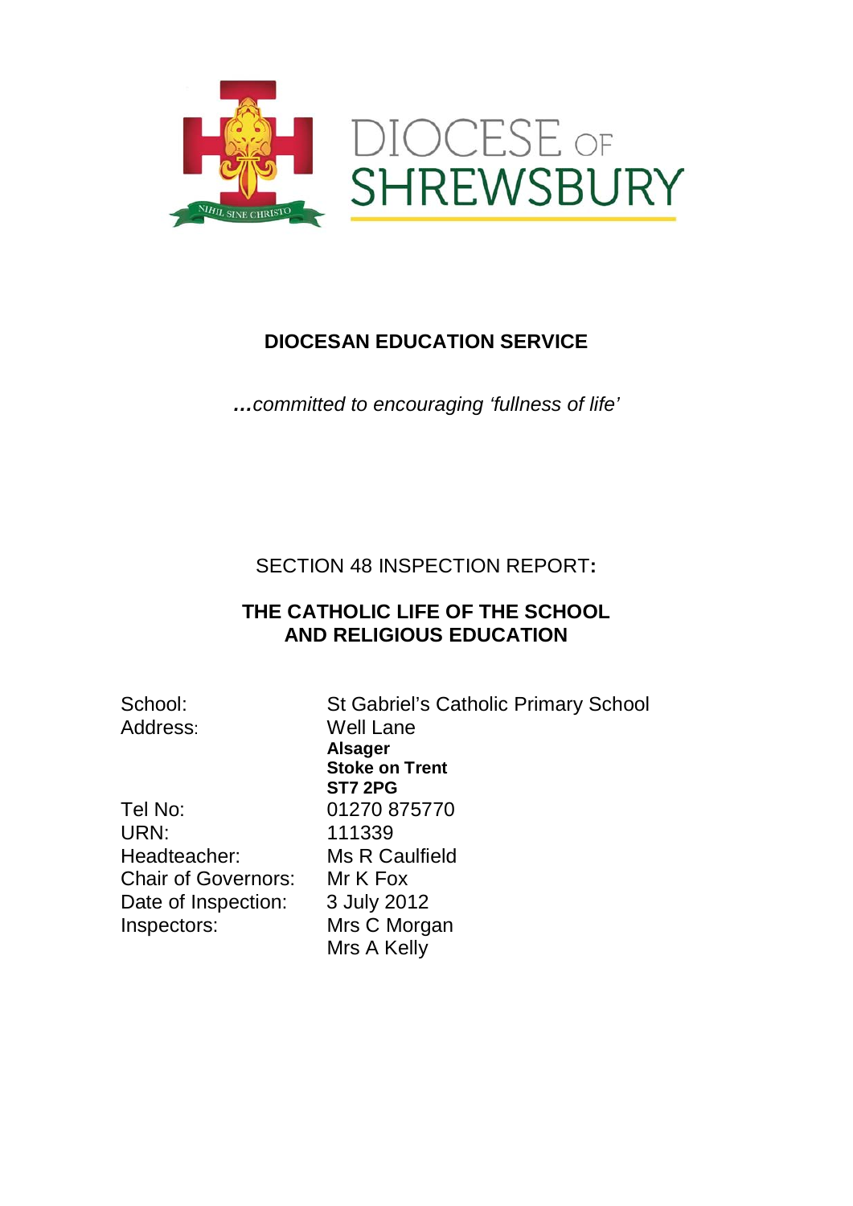DIOCESE OF SHREWSBURY

# DIOCESAN EDUCATION SERVICE

***…**committed to encouraging 'fullness of life'*

SECTION 48 INSPECTION REPORT**:**

## THE CATHOLIC LIFE OF THE SCHOOL AND RELIGIOUS EDUCATION

| | |
|---|---|
| School: | St Gabriel's Catholic Primary School |
| Address: | Well Lane<br>**Alsager**<br>**Stoke on Trent**<br>**ST7 2PG** |
| Tel No: | 01270 875770 |
| URN: | 111339 |
| Headteacher: | Ms R Caulfield |
| Chair of Governors: | Mr K Fox |
| Date of Inspection: | 3 July 2012 |
| Inspectors: | Mrs C Morgan<br>Mrs A Kelly |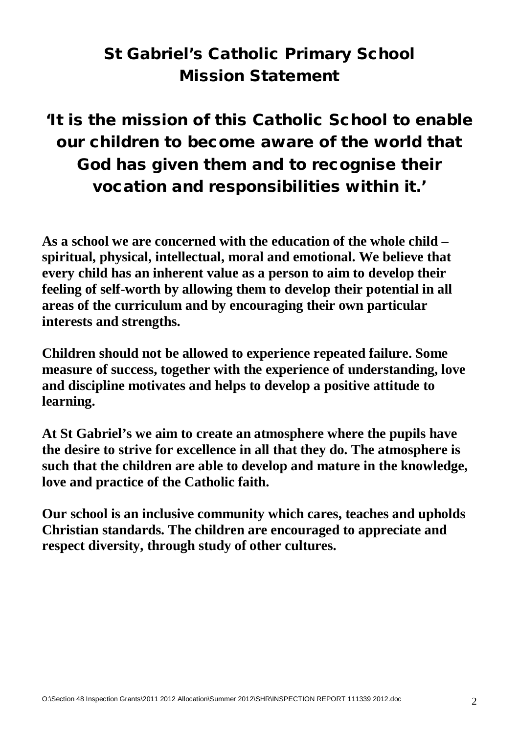# St Gabriel's Catholic Primary School Mission Statement

## 'It is the mission of this Catholic School to enable our children to become aware of the world that God has given them and to recognise their vocation and responsibilities within it.'

**As a school we are concerned with the education of the whole child – spiritual, physical, intellectual, moral and emotional. We believe that every child has an inherent value as a person to aim to develop their feeling of self-worth by allowing them to develop their potential in all areas of the curriculum and by encouraging their own particular interests and strengths.**

**Children should not be allowed to experience repeated failure. Some measure of success, together with the experience of understanding, love and discipline motivates and helps to develop a positive attitude to learning.**

**At St Gabriel's we aim to create an atmosphere where the pupils have the desire to strive for excellence in all that they do. The atmosphere is such that the children are able to develop and mature in the knowledge, love and practice of the Catholic faith.**

**Our school is an inclusive community which cares, teaches and upholds Christian standards. The children are encouraged to appreciate and respect diversity, through study of other cultures.**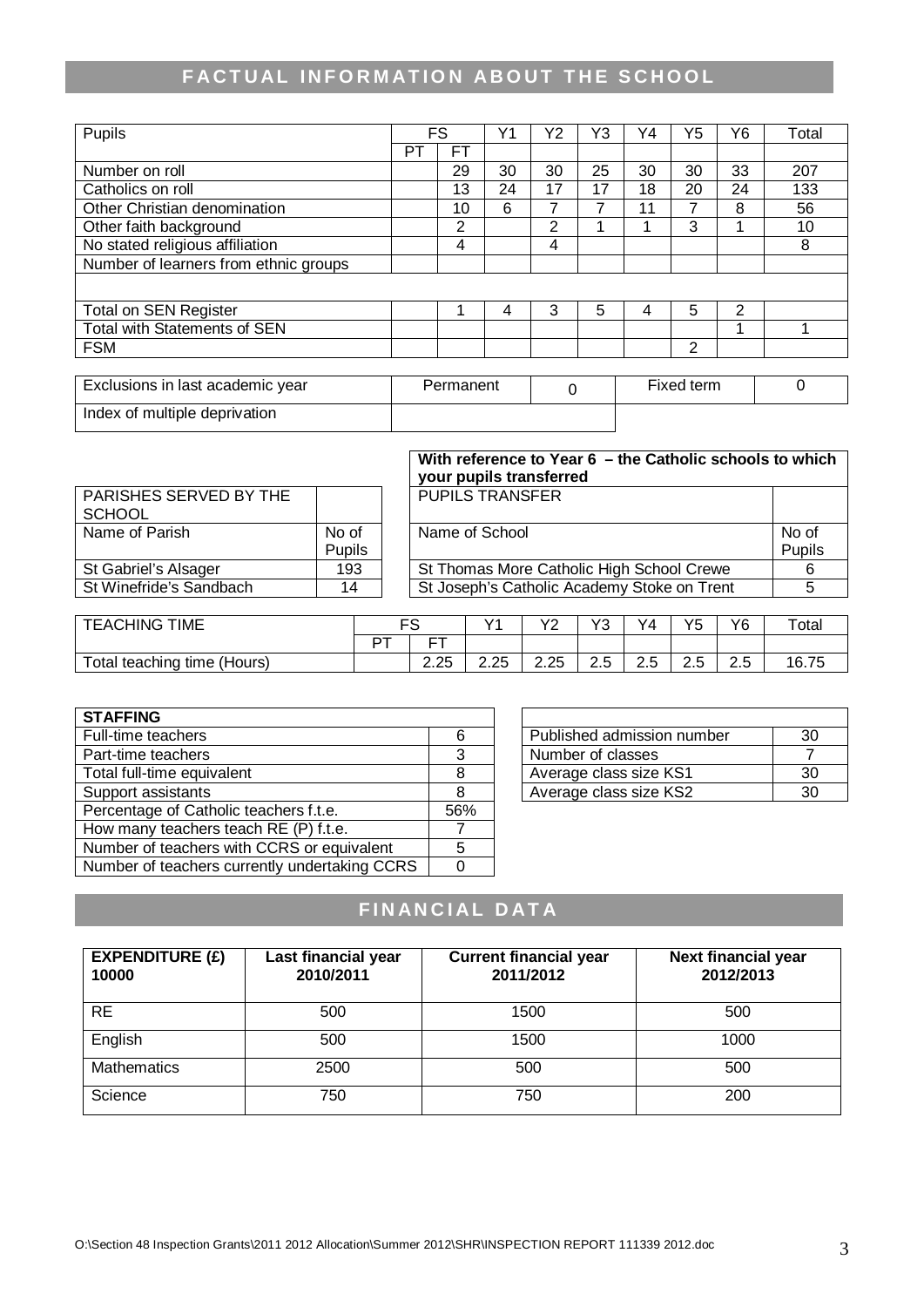## FACTUAL INFORMATION ABOUT THE SCHOOL

| Pupils | FS | | Y1 | Y2 | Y3 | Y4 | Y5 | Y6 | Total |
|---|---|---|---|---|---|---|---|---|---|
| | PT | FT | | | | | | | |
| Number on roll | | 29 | 30 | 30 | 25 | 30 | 30 | 33 | 207 |
| Catholics on roll | | 13 | 24 | 17 | 17 | 18 | 20 | 24 | 133 |
| Other Christian denomination | | 10 | 6 | 7 | 7 | 11 | 7 | 8 | 56 |
| Other faith background | | 2 | | 2 | 1 | 1 | 3 | 1 | 10 |
| No stated religious affiliation | | 4 | | 4 | | | | | 8 |
| Number of learners from ethnic groups | | | | | | | | | |
| | | | | | | | | | |
| Total on SEN Register | | 1 | 4 | 3 | 5 | 4 | 5 | 2 | |
| Total with Statements of SEN | | | | | | | | 1 | 1 |
| FSM | | | | | | | 2 | | |

| Exclusions in last academic year | Permanent | 0 | Fixed term | 0 |
|---|---|---|---|---|
| Index of multiple deprivation | | | | |

| PARISHES SERVED BY THE SCHOOL | |
|---|---|
| Name of Parish | No of Pupils |
| St Gabriel's Alsager | 193 |
| St Winefride's Sandbach | 14 |

| With reference to Year 6 – the Catholic schools to which your pupils transferred | |
|---|---|
| PUPILS TRANSFER | |
| Name of School | No of Pupils |
| St Thomas More Catholic High School Crewe | 6 |
| St Joseph's Catholic Academy Stoke on Trent | 5 |

| TEACHING TIME | FS | | Y1 | Y2 | Y3 | Y4 | Y5 | Y6 | Total |
|---|---|---|---|---|---|---|---|---|---|
| | PT | FT | | | | | | | |
| Total teaching time (Hours) | | 2.25 | 2.25 | 2.25 | 2.5 | 2.5 | 2.5 | 2.5 | 16.75 |

| STAFFING | |
|---|---|
| Full-time teachers | 6 |
| Part-time teachers | 3 |
| Total full-time equivalent | 8 |
| Support assistants | 8 |
| Percentage of Catholic teachers f.t.e. | 56% |
| How many teachers teach RE (P) f.t.e. | 7 |
| Number of teachers with CCRS or equivalent | 5 |
| Number of teachers currently undertaking CCRS | 0 |

| | |
|---|---|
| Published admission number | 30 |
| Number of classes | 7 |
| Average class size KS1 | 30 |
| Average class size KS2 | 30 |

## FINANCIAL DATA

| EXPENDITURE (£) 10000 | Last financial year 2010/2011 | Current financial year 2011/2012 | Next financial year 2012/2013 |
|---|---|---|---|
| RE | 500 | 1500 | 500 |
| English | 500 | 1500 | 1000 |
| Mathematics | 2500 | 500 | 500 |
| Science | 750 | 750 | 200 |

O:\Section 48 Inspection Grants\2011 2012 Allocation\Summer 2012\SHR\INSPECTION REPORT 111339 2012.doc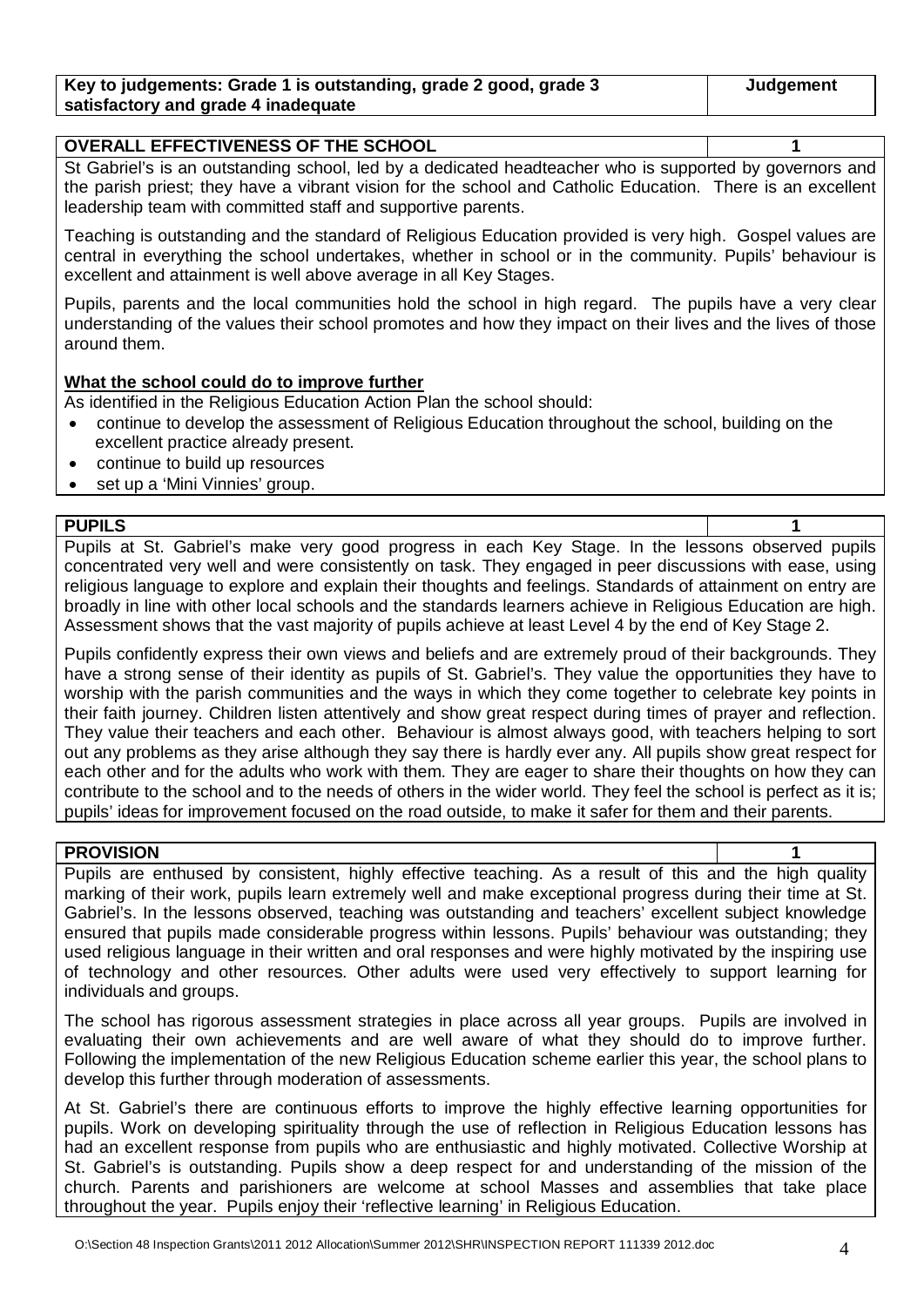| Key to judgements: Grade 1 is outstanding, grade 2 good, grade 3 satisfactory and grade 4 inadequate | Judgement |
|---|---|

| OVERALL EFFECTIVENESS OF THE SCHOOL | 1 |
|---|---|

St Gabriel's is an outstanding school, led by a dedicated headteacher who is supported by governors and the parish priest; they have a vibrant vision for the school and Catholic Education. There is an excellent leadership team with committed staff and supportive parents.

Teaching is outstanding and the standard of Religious Education provided is very high. Gospel values are central in everything the school undertakes, whether in school or in the community. Pupils' behaviour is excellent and attainment is well above average in all Key Stages.

Pupils, parents and the local communities hold the school in high regard. The pupils have a very clear understanding of the values their school promotes and how they impact on their lives and the lives of those around them.

**What the school could do to improve further**

As identified in the Religious Education Action Plan the school should:

- continue to develop the assessment of Religious Education throughout the school, building on the excellent practice already present.
- continue to build up resources
- set up a 'Mini Vinnies' group.

| PUPILS | 1 |
|---|---|

Pupils at St. Gabriel's make very good progress in each Key Stage. In the lessons observed pupils concentrated very well and were consistently on task. They engaged in peer discussions with ease, using religious language to explore and explain their thoughts and feelings. Standards of attainment on entry are broadly in line with other local schools and the standards learners achieve in Religious Education are high. Assessment shows that the vast majority of pupils achieve at least Level 4 by the end of Key Stage 2.

Pupils confidently express their own views and beliefs and are extremely proud of their backgrounds. They have a strong sense of their identity as pupils of St. Gabriel's. They value the opportunities they have to worship with the parish communities and the ways in which they come together to celebrate key points in their faith journey. Children listen attentively and show great respect during times of prayer and reflection. They value their teachers and each other. Behaviour is almost always good, with teachers helping to sort out any problems as they arise although they say there is hardly ever any. All pupils show great respect for each other and for the adults who work with them. They are eager to share their thoughts on how they can contribute to the school and to the needs of others in the wider world. They feel the school is perfect as it is; pupils' ideas for improvement focused on the road outside, to make it safer for them and their parents.

| PROVISION | 1 |
|---|---|

Pupils are enthused by consistent, highly effective teaching. As a result of this and the high quality marking of their work, pupils learn extremely well and make exceptional progress during their time at St. Gabriel's. In the lessons observed, teaching was outstanding and teachers' excellent subject knowledge ensured that pupils made considerable progress within lessons. Pupils' behaviour was outstanding; they used religious language in their written and oral responses and were highly motivated by the inspiring use of technology and other resources. Other adults were used very effectively to support learning for individuals and groups.

The school has rigorous assessment strategies in place across all year groups. Pupils are involved in evaluating their own achievements and are well aware of what they should do to improve further. Following the implementation of the new Religious Education scheme earlier this year, the school plans to develop this further through moderation of assessments.

At St. Gabriel's there are continuous efforts to improve the highly effective learning opportunities for pupils. Work on developing spirituality through the use of reflection in Religious Education lessons has had an excellent response from pupils who are enthusiastic and highly motivated. Collective Worship at St. Gabriel's is outstanding. Pupils show a deep respect for and understanding of the mission of the church. Parents and parishioners are welcome at school Masses and assemblies that take place throughout the year. Pupils enjoy their 'reflective learning' in Religious Education.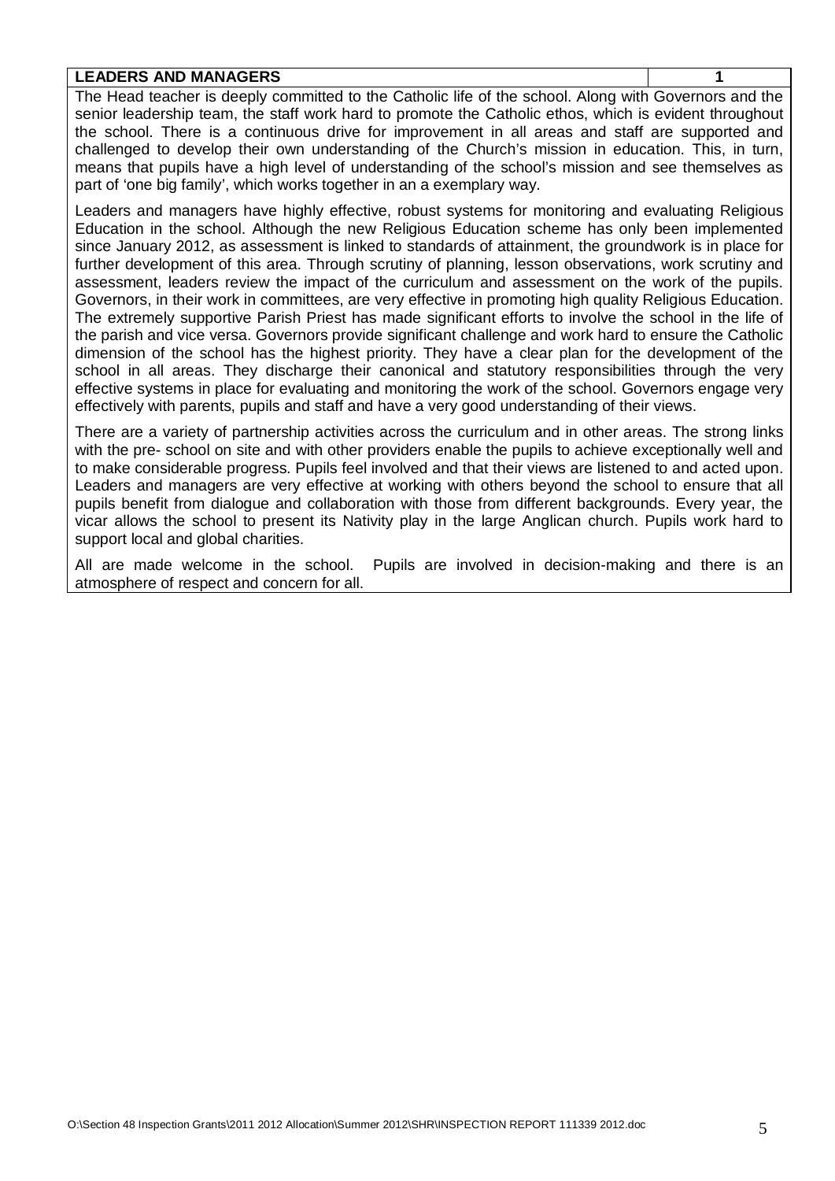| LEADERS AND MANAGERS | 1 |
| --- | --- |

The Head teacher is deeply committed to the Catholic life of the school. Along with Governors and the senior leadership team, the staff work hard to promote the Catholic ethos, which is evident throughout the school. There is a continuous drive for improvement in all areas and staff are supported and challenged to develop their own understanding of the Church's mission in education. This, in turn, means that pupils have a high level of understanding of the school's mission and see themselves as part of 'one big family', which works together in an a exemplary way.

Leaders and managers have highly effective, robust systems for monitoring and evaluating Religious Education in the school. Although the new Religious Education scheme has only been implemented since January 2012, as assessment is linked to standards of attainment, the groundwork is in place for further development of this area. Through scrutiny of planning, lesson observations, work scrutiny and assessment, leaders review the impact of the curriculum and assessment on the work of the pupils. Governors, in their work in committees, are very effective in promoting high quality Religious Education. The extremely supportive Parish Priest has made significant efforts to involve the school in the life of the parish and vice versa. Governors provide significant challenge and work hard to ensure the Catholic dimension of the school has the highest priority. They have a clear plan for the development of the school in all areas. They discharge their canonical and statutory responsibilities through the very effective systems in place for evaluating and monitoring the work of the school. Governors engage very effectively with parents, pupils and staff and have a very good understanding of their views.

There are a variety of partnership activities across the curriculum and in other areas. The strong links with the pre- school on site and with other providers enable the pupils to achieve exceptionally well and to make considerable progress. Pupils feel involved and that their views are listened to and acted upon. Leaders and managers are very effective at working with others beyond the school to ensure that all pupils benefit from dialogue and collaboration with those from different backgrounds. Every year, the vicar allows the school to present its Nativity play in the large Anglican church. Pupils work hard to support local and global charities.

All are made welcome in the school. Pupils are involved in decision-making and there is an atmosphere of respect and concern for all.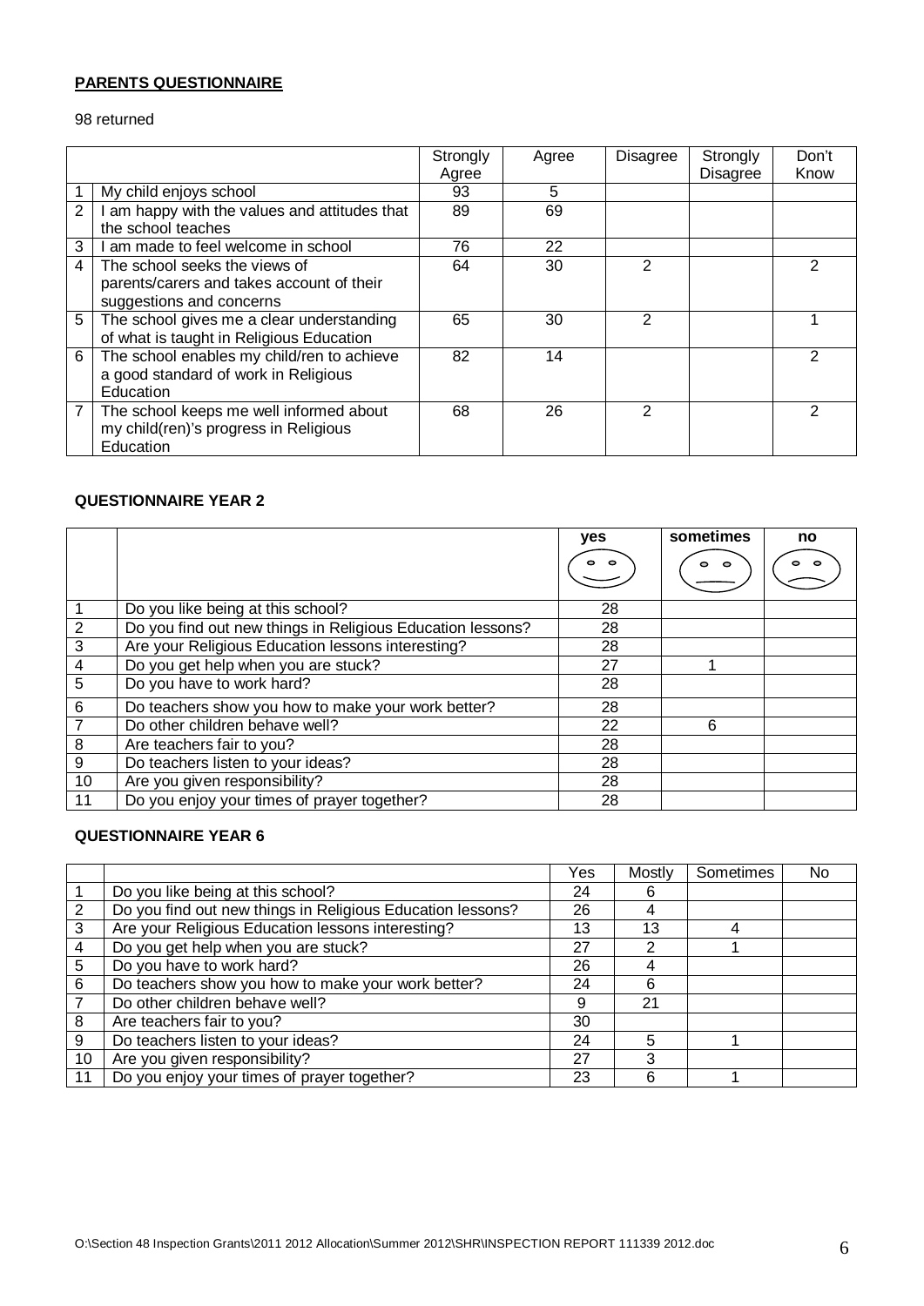**PARENTS QUESTIONNAIRE**

98 returned

| | | Strongly Agree | Agree | Disagree | Strongly Disagree | Don't Know |
|---|---|---|---|---|---|---|
| 1 | My child enjoys school | 93 | 5 | | | |
| 2 | I am happy with the values and attitudes that the school teaches | 89 | 69 | | | |
| 3 | I am made to feel welcome in school | 76 | 22 | | | |
| 4 | The school seeks the views of parents/carers and takes account of their suggestions and concerns | 64 | 30 | 2 | | 2 |
| 5 | The school gives me a clear understanding of what is taught in Religious Education | 65 | 30 | 2 | | 1 |
| 6 | The school enables my child/ren to achieve a good standard of work in Religious Education | 82 | 14 | | | 2 |
| 7 | The school keeps me well informed about my child(ren)'s progress in Religious Education | 68 | 26 | 2 | | 2 |

**QUESTIONNAIRE YEAR 2**

| | | yes | sometimes | no |
|---|---|---|---|---|
| 1 | Do you like being at this school? | 28 | | |
| 2 | Do you find out new things in Religious Education lessons? | 28 | | |
| 3 | Are your Religious Education lessons interesting? | 28 | | |
| 4 | Do you get help when you are stuck? | 27 | 1 | |
| 5 | Do you have to work hard? | 28 | | |
| 6 | Do teachers show you how to make your work better? | 28 | | |
| 7 | Do other children behave well? | 22 | 6 | |
| 8 | Are teachers fair to you? | 28 | | |
| 9 | Do teachers listen to your ideas? | 28 | | |
| 10 | Are you given responsibility? | 28 | | |
| 11 | Do you enjoy your times of prayer together? | 28 | | |

**QUESTIONNAIRE YEAR 6**

| | | Yes | Mostly | Sometimes | No |
|---|---|---|---|---|---|
| 1 | Do you like being at this school? | 24 | 6 | | |
| 2 | Do you find out new things in Religious Education lessons? | 26 | 4 | | |
| 3 | Are your Religious Education lessons interesting? | 13 | 13 | 4 | |
| 4 | Do you get help when you are stuck? | 27 | 2 | 1 | |
| 5 | Do you have to work hard? | 26 | 4 | | |
| 6 | Do teachers show you how to make your work better? | 24 | 6 | | |
| 7 | Do other children behave well? | 9 | 21 | | |
| 8 | Are teachers fair to you? | 30 | | | |
| 9 | Do teachers listen to your ideas? | 24 | 5 | 1 | |
| 10 | Are you given responsibility? | 27 | 3 | | |
| 11 | Do you enjoy your times of prayer together? | 23 | 6 | 1 | |

O:\Section 48 Inspection Grants\2011 2012 Allocation\Summer 2012\SHR\INSPECTION REPORT 111339 2012.doc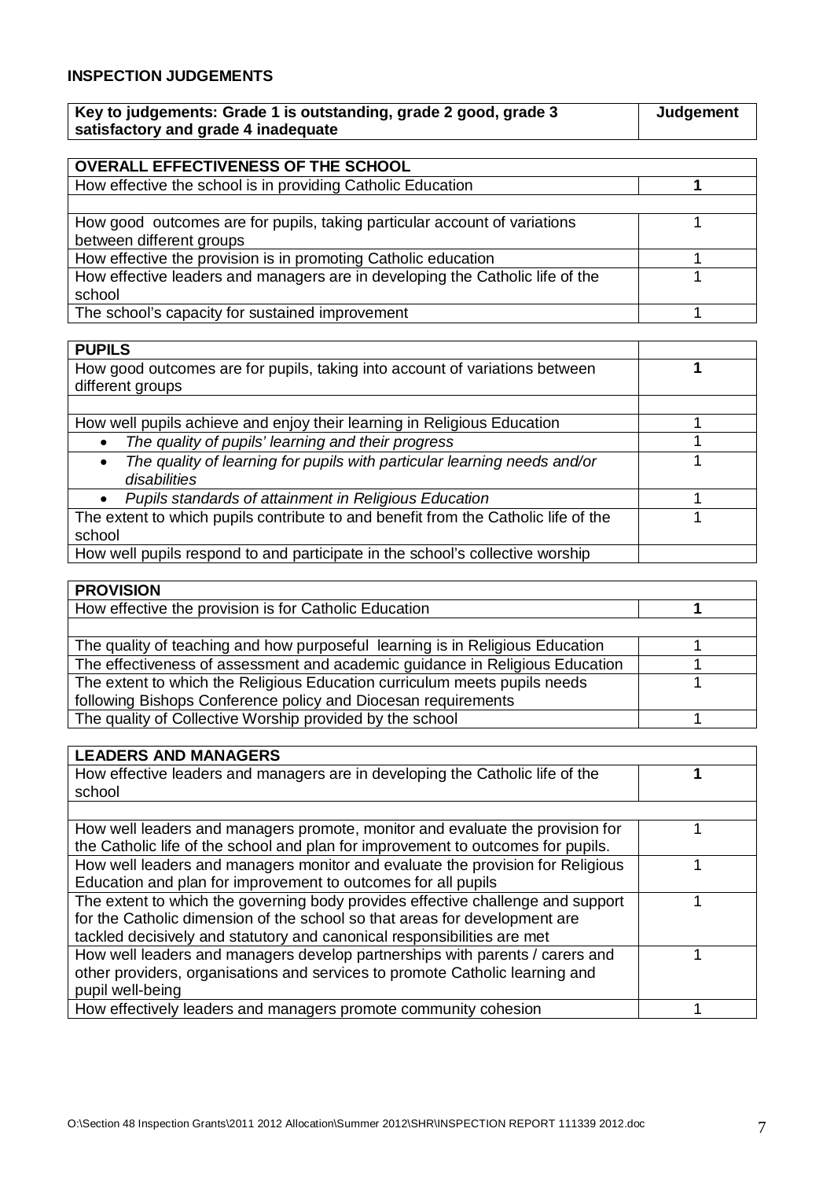**INSPECTION JUDGEMENTS**

| **Key to judgements: Grade 1 is outstanding, grade 2 good, grade 3 satisfactory and grade 4 inadequate** | **Judgement** |
|---|---|

| **OVERALL EFFECTIVENESS OF THE SCHOOL** | |
|---|---|
| How effective the school is in providing Catholic Education | **1** |
| | |
| How good outcomes are for pupils, taking particular account of variations between different groups | 1 |
| How effective the provision is in promoting Catholic education | 1 |
| How effective leaders and managers are in developing the Catholic life of the school | 1 |
| The school's capacity for sustained improvement | 1 |

| **PUPILS** | |
|---|---|
| How good outcomes are for pupils, taking into account of variations between different groups | **1** |
| | |
| How well pupils achieve and enjoy their learning in Religious Education | 1 |
| • *The quality of pupils' learning and their progress* | 1 |
| • *The quality of learning for pupils with particular learning needs and/or disabilities* | 1 |
| • *Pupils standards of attainment in Religious Education* | 1 |
| The extent to which pupils contribute to and benefit from the Catholic life of the school | 1 |
| How well pupils respond to and participate in the school's collective worship | |

| **PROVISION** | |
|---|---|
| How effective the provision is for Catholic Education | **1** |
| | |
| The quality of teaching and how purposeful learning is in Religious Education | 1 |
| The effectiveness of assessment and academic guidance in Religious Education | 1 |
| The extent to which the Religious Education curriculum meets pupils needs following Bishops Conference policy and Diocesan requirements | 1 |
| The quality of Collective Worship provided by the school | 1 |

| **LEADERS AND MANAGERS** | |
|---|---|
| How effective leaders and managers are in developing the Catholic life of the school | **1** |
| | |
| How well leaders and managers promote, monitor and evaluate the provision for the Catholic life of the school and plan for improvement to outcomes for pupils. | 1 |
| How well leaders and managers monitor and evaluate the provision for Religious Education and plan for improvement to outcomes for all pupils | 1 |
| The extent to which the governing body provides effective challenge and support for the Catholic dimension of the school so that areas for development are tackled decisively and statutory and canonical responsibilities are met | 1 |
| How well leaders and managers develop partnerships with parents / carers and other providers, organisations and services to promote Catholic learning and pupil well-being | 1 |
| How effectively leaders and managers promote community cohesion | 1 |